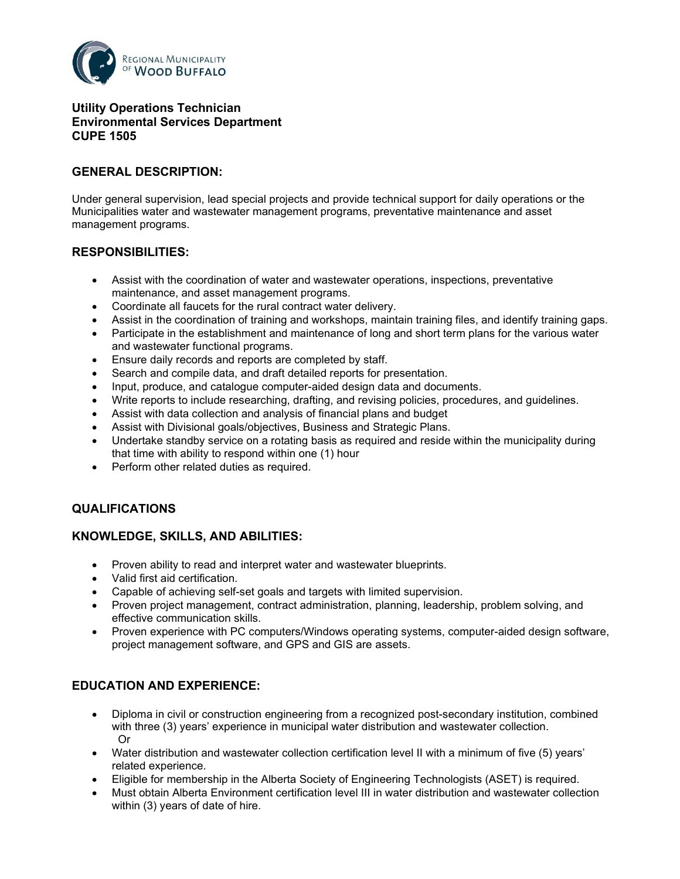Regional Municipality of Wood Buffalo

**Utility Operations Technician**
**Environmental Services Department**
**CUPE 1505**

## GENERAL DESCRIPTION:

Under general supervision, lead special projects and provide technical support for daily operations or the Municipalities water and wastewater management programs, preventative maintenance and asset management programs.

## RESPONSIBILITIES:

- Assist with the coordination of water and wastewater operations, inspections, preventative maintenance, and asset management programs.
- Coordinate all faucets for the rural contract water delivery.
- Assist in the coordination of training and workshops, maintain training files, and identify training gaps.
- Participate in the establishment and maintenance of long and short term plans for the various water and wastewater functional programs.
- Ensure daily records and reports are completed by staff.
- Search and compile data, and draft detailed reports for presentation.
- Input, produce, and catalogue computer-aided design data and documents.
- Write reports to include researching, drafting, and revising policies, procedures, and guidelines.
- Assist with data collection and analysis of financial plans and budget
- Assist with Divisional goals/objectives, Business and Strategic Plans.
- Undertake standby service on a rotating basis as required and reside within the municipality during that time with ability to respond within one (1) hour
- Perform other related duties as required.

## QUALIFICATIONS

## KNOWLEDGE, SKILLS, AND ABILITIES:

- Proven ability to read and interpret water and wastewater blueprints.
- Valid first aid certification.
- Capable of achieving self-set goals and targets with limited supervision.
- Proven project management, contract administration, planning, leadership, problem solving, and effective communication skills.
- Proven experience with PC computers/Windows operating systems, computer-aided design software, project management software, and GPS and GIS are assets.

## EDUCATION AND EXPERIENCE:

- Diploma in civil or construction engineering from a recognized post-secondary institution, combined with three (3) years' experience in municipal water distribution and wastewater collection.
  Or
- Water distribution and wastewater collection certification level II with a minimum of five (5) years' related experience.
- Eligible for membership in the Alberta Society of Engineering Technologists (ASET) is required.
- Must obtain Alberta Environment certification level III in water distribution and wastewater collection within (3) years of date of hire.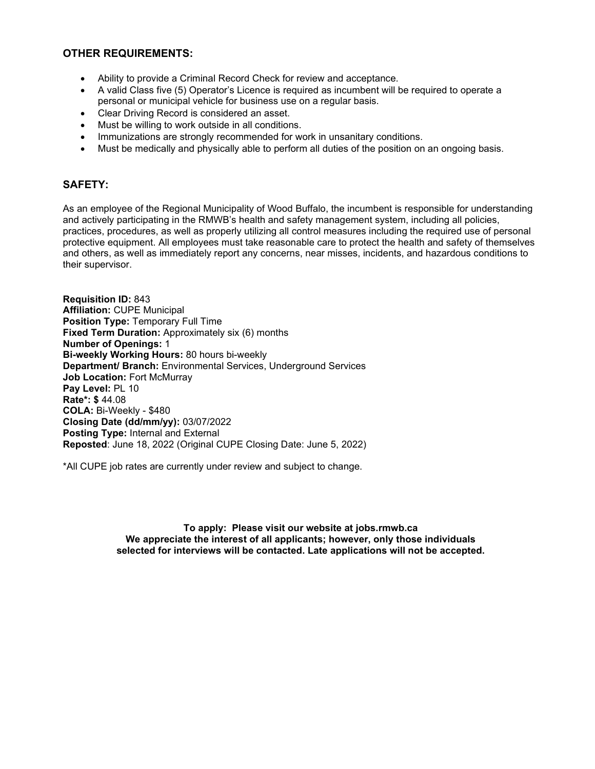## OTHER REQUIREMENTS:

- Ability to provide a Criminal Record Check for review and acceptance.
- A valid Class five (5) Operator's Licence is required as incumbent will be required to operate a personal or municipal vehicle for business use on a regular basis.
- Clear Driving Record is considered an asset.
- Must be willing to work outside in all conditions.
- Immunizations are strongly recommended for work in unsanitary conditions.
- Must be medically and physically able to perform all duties of the position on an ongoing basis.

## SAFETY:

As an employee of the Regional Municipality of Wood Buffalo, the incumbent is responsible for understanding and actively participating in the RMWB's health and safety management system, including all policies, practices, procedures, as well as properly utilizing all control measures including the required use of personal protective equipment. All employees must take reasonable care to protect the health and safety of themselves and others, as well as immediately report any concerns, near misses, incidents, and hazardous conditions to their supervisor.

**Requisition ID:** 843
**Affiliation:** CUPE Municipal
**Position Type:** Temporary Full Time
**Fixed Term Duration:** Approximately six (6) months
**Number of Openings:** 1
**Bi-weekly Working Hours:** 80 hours bi-weekly
**Department/ Branch:** Environmental Services, Underground Services
**Job Location:** Fort McMurray
**Pay Level:** PL 10
**Rate*: $** 44.08
**COLA:** Bi-Weekly - $480
**Closing Date (dd/mm/yy):** 03/07/2022
**Posting Type:** Internal and External
**Reposted**: June 18, 2022 (Original CUPE Closing Date: June 5, 2022)

*All CUPE job rates are currently under review and subject to change.

**To apply: Please visit our website at jobs.rmwb.ca**
**We appreciate the interest of all applicants; however, only those individuals selected for interviews will be contacted. Late applications will not be accepted.**